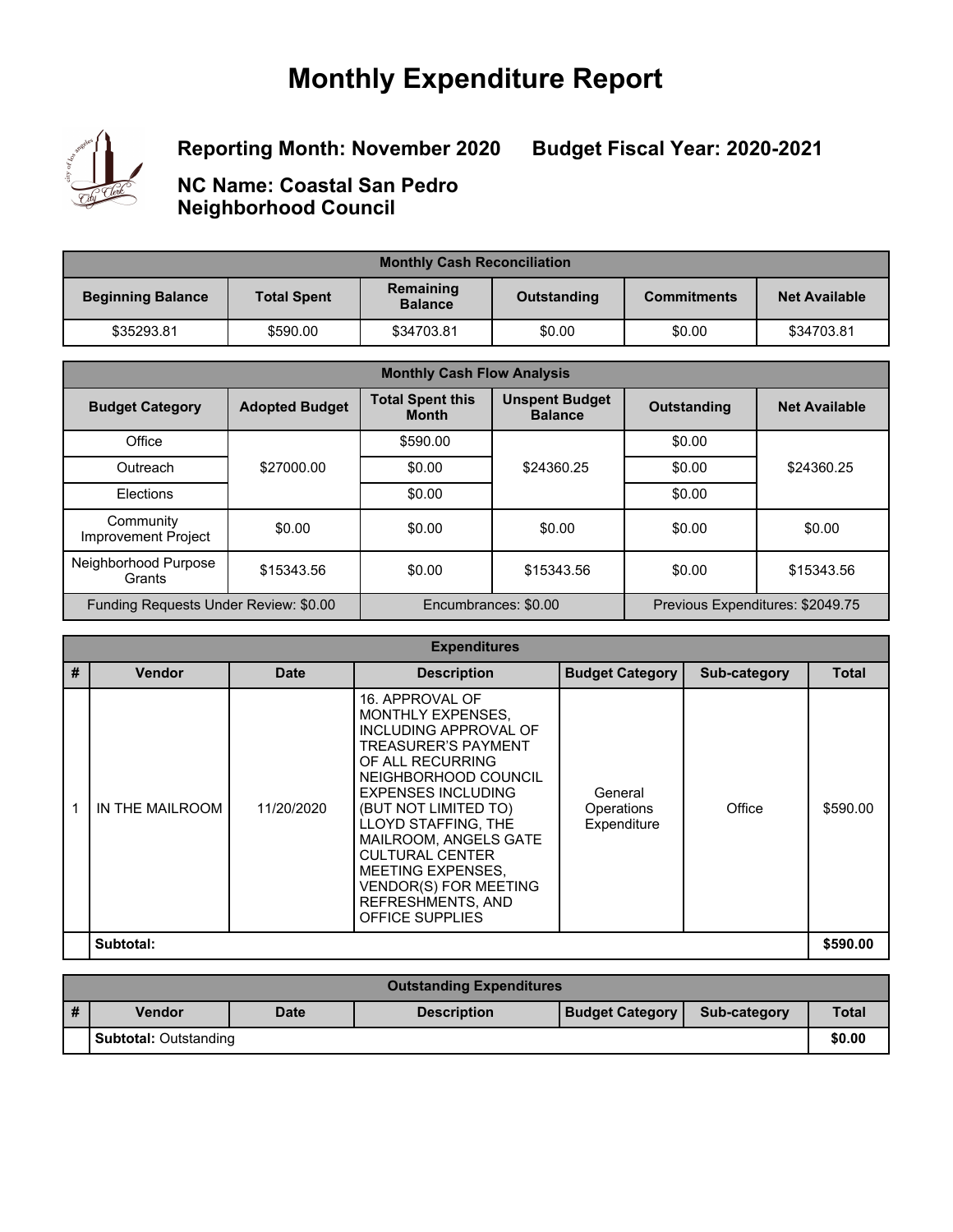# Monthly Expenditure Report

**Reporting Month: November 2020** **Budget Fiscal Year: 2020-2021**

**NC Name: Coastal San Pedro Neighborhood Council**

| Monthly Cash Reconciliation | | | | | |
|---|---|---|---|---|---|
| **Beginning Balance** | **Total Spent** | **Remaining Balance** | **Outstanding** | **Commitments** | **Net Available** |
| $35293.81 | $590.00 | $34703.81 | $0.00 | $0.00 | $34703.81 |

| Monthly Cash Flow Analysis | | | | | |
|---|---|---|---|---|---|
| **Budget Category** | **Adopted Budget** | **Total Spent this Month** | **Unspent Budget Balance** | **Outstanding** | **Net Available** |
| Office | $27000.00 | $590.00 | $24360.25 | $0.00 | $24360.25 |
| Outreach | | $0.00 | | $0.00 | |
| Elections | | $0.00 | | $0.00 | |
| Community Improvement Project | $0.00 | $0.00 | $0.00 | $0.00 | $0.00 |
| Neighborhood Purpose Grants | $15343.56 | $0.00 | $15343.56 | $0.00 | $15343.56 |
| Funding Requests Under Review: $0.00 | | Encumbrances: $0.00 | | Previous Expenditures: $2049.75 | |

| Expenditures | | | | | | |
|---|---|---|---|---|---|---|
| **#** | **Vendor** | **Date** | **Description** | **Budget Category** | **Sub-category** | **Total** |
| 1 | IN THE MAILROOM | 11/20/2020 | 16. APPROVAL OF MONTHLY EXPENSES, INCLUDING APPROVAL OF TREASURER'S PAYMENT OF ALL RECURRING NEIGHBORHOOD COUNCIL EXPENSES INCLUDING (BUT NOT LIMITED TO) LLOYD STAFFING, THE MAILROOM, ANGELS GATE CULTURAL CENTER MEETING EXPENSES, VENDOR(S) FOR MEETING REFRESHMENTS, AND OFFICE SUPPLIES | General Operations Expenditure | Office | $590.00 |
| | **Subtotal:** | | | | | **$590.00** |

| Outstanding Expenditures | | | | | | |
|---|---|---|---|---|---|---|
| **#** | **Vendor** | **Date** | **Description** | **Budget Category** | **Sub-category** | **Total** |
| | **Subtotal:** Outstanding | | | | | **$0.00** |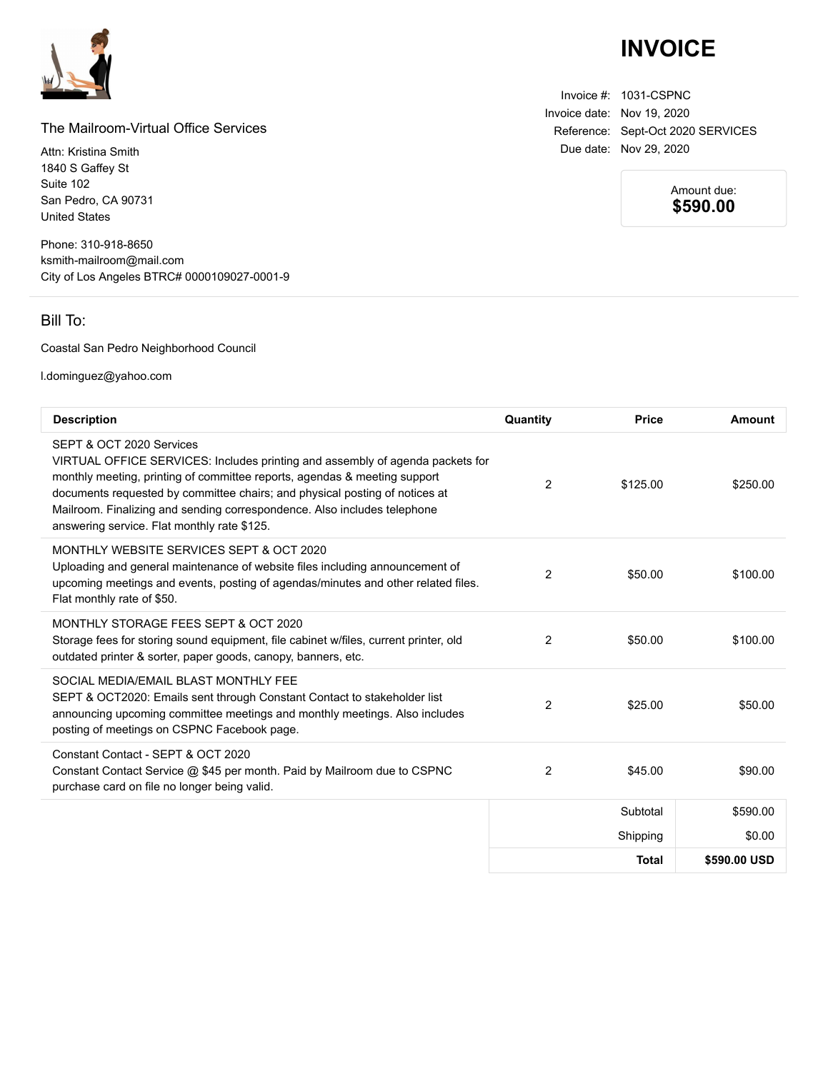# INVOICE

The Mailroom-Virtual Office Services

Attn: Kristina Smith
1840 S Gaffey St
Suite 102
San Pedro, CA 90731
United States

Phone: 310-918-8650
ksmith-mailroom@mail.com
City of Los Angeles BTRC# 0000109027-0001-9

| | |
|---|---|
| Invoice #: | 1031-CSPNC |
| Invoice date: | Nov 19, 2020 |
| Reference: | Sept-Oct 2020 SERVICES |
| Due date: | Nov 29, 2020 |

**Amount due:**
**$590.00**

## Bill To:

Coastal San Pedro Neighborhood Council

l.dominguez@yahoo.com

| Description | Quantity | Price | Amount |
|---|---|---|---|
| SEPT & OCT 2020 Services<br>VIRTUAL OFFICE SERVICES: Includes printing and assembly of agenda packets for monthly meeting, printing of committee reports, agendas & meeting support documents requested by committee chairs; and physical posting of notices at Mailroom. Finalizing and sending correspondence. Also includes telephone answering service. Flat monthly rate $125. | 2 | $125.00 | $250.00 |
| MONTHLY WEBSITE SERVICES SEPT & OCT 2020<br>Uploading and general maintenance of website files including announcement of upcoming meetings and events, posting of agendas/minutes and other related files. Flat monthly rate of $50. | 2 | $50.00 | $100.00 |
| MONTHLY STORAGE FEES SEPT & OCT 2020<br>Storage fees for storing sound equipment, file cabinet w/files, current printer, old outdated printer & sorter, paper goods, canopy, banners, etc. | 2 | $50.00 | $100.00 |
| SOCIAL MEDIA/EMAIL BLAST MONTHLY FEE<br>SEPT & OCT2020: Emails sent through Constant Contact to stakeholder list announcing upcoming committee meetings and monthly meetings. Also includes posting of meetings on CSPNC Facebook page. | 2 | $25.00 | $50.00 |
| Constant Contact - SEPT & OCT 2020<br>Constant Contact Service @ $45 per month. Paid by Mailroom due to CSPNC purchase card on file no longer being valid. | 2 | $45.00 | $90.00 |
| | | Subtotal | $590.00 |
| | | Shipping | $0.00 |
| | | **Total** | **$590.00 USD** |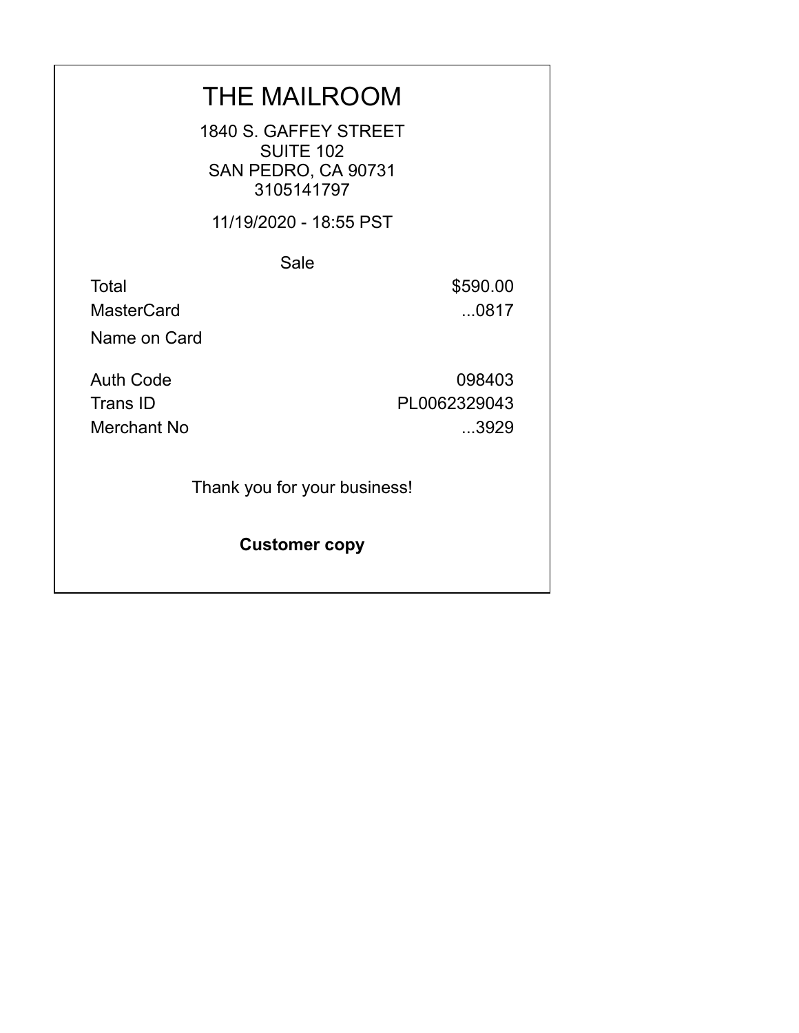# THE MAILROOM

1840 S. GAFFEY STREET
SUITE 102
SAN PEDRO, CA 90731
3105141797

11/19/2020 - 18:55 PST

Sale

| | |
|---|---|
| Total | $590.00 |
| MasterCard | ...0817 |
| Name on Card | |
| Auth Code | 098403 |
| Trans ID | PL0062329043 |
| Merchant No | ...3929 |

Thank you for your business!

**Customer copy**